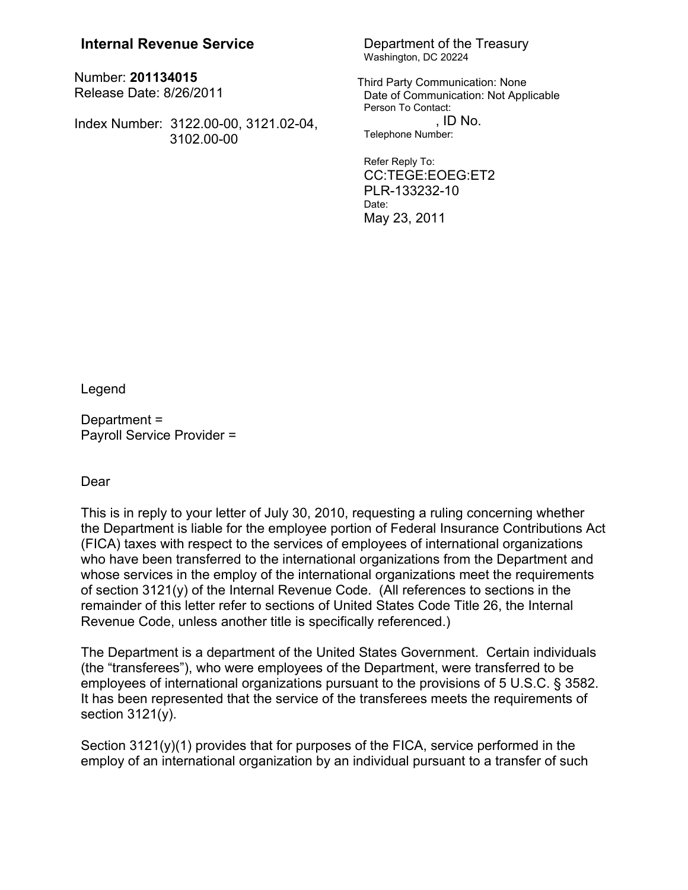**Internal Revenue Service**

Number: **201134015**
Release Date: 8/26/2011

Index Number: 3122.00-00, 3121.02-04, 3102.00-00

Department of the Treasury
Washington, DC 20224

Third Party Communication: None
Date of Communication: Not Applicable
Person To Contact:
, ID No.
Telephone Number:

Refer Reply To:
CC:TEGE:EOEG:ET2
PLR-133232-10
Date:
May 23, 2011

Legend

Department =
Payroll Service Provider =

Dear

This is in reply to your letter of July 30, 2010, requesting a ruling concerning whether the Department is liable for the employee portion of Federal Insurance Contributions Act (FICA) taxes with respect to the services of employees of international organizations who have been transferred to the international organizations from the Department and whose services in the employ of the international organizations meet the requirements of section 3121(y) of the Internal Revenue Code. (All references to sections in the remainder of this letter refer to sections of United States Code Title 26, the Internal Revenue Code, unless another title is specifically referenced.)

The Department is a department of the United States Government. Certain individuals (the "transferees"), who were employees of the Department, were transferred to be employees of international organizations pursuant to the provisions of 5 U.S.C. § 3582. It has been represented that the service of the transferees meets the requirements of section 3121(y).

Section 3121(y)(1) provides that for purposes of the FICA, service performed in the employ of an international organization by an individual pursuant to a transfer of such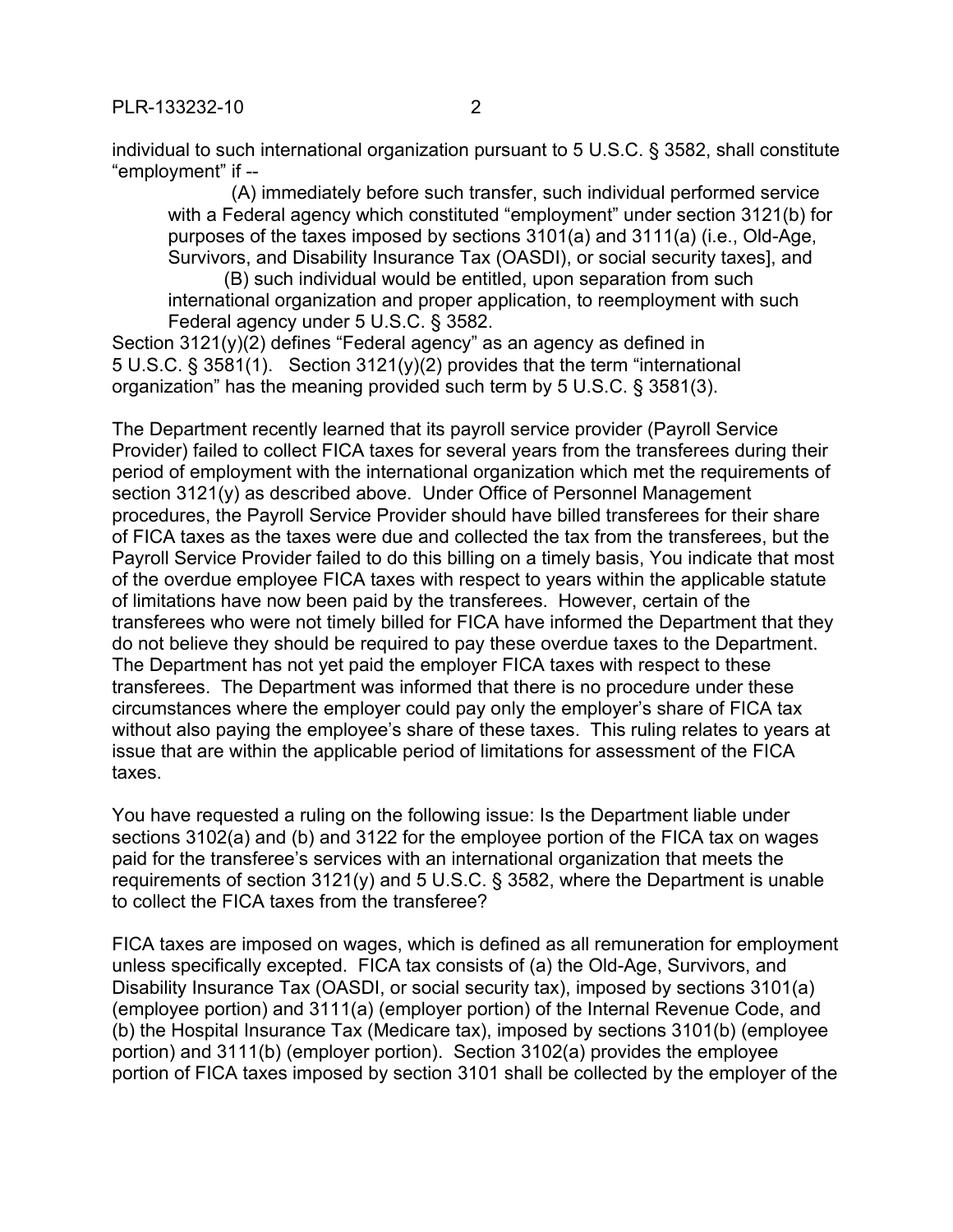individual to such international organization pursuant to 5 U.S.C. § 3582, shall constitute "employment" if --

> (A) immediately before such transfer, such individual performed service with a Federal agency which constituted "employment" under section 3121(b) for purposes of the taxes imposed by sections 3101(a) and 3111(a) (i.e., Old-Age, Survivors, and Disability Insurance Tax (OASDI), or social security taxes], and
>
> (B) such individual would be entitled, upon separation from such international organization and proper application, to reemployment with such Federal agency under 5 U.S.C. § 3582.

Section 3121(y)(2) defines "Federal agency" as an agency as defined in 5 U.S.C. § 3581(1). Section 3121(y)(2) provides that the term "international organization" has the meaning provided such term by 5 U.S.C. § 3581(3).

The Department recently learned that its payroll service provider (Payroll Service Provider) failed to collect FICA taxes for several years from the transferees during their period of employment with the international organization which met the requirements of section 3121(y) as described above. Under Office of Personnel Management procedures, the Payroll Service Provider should have billed transferees for their share of FICA taxes as the taxes were due and collected the tax from the transferees, but the Payroll Service Provider failed to do this billing on a timely basis, You indicate that most of the overdue employee FICA taxes with respect to years within the applicable statute of limitations have now been paid by the transferees. However, certain of the transferees who were not timely billed for FICA have informed the Department that they do not believe they should be required to pay these overdue taxes to the Department. The Department has not yet paid the employer FICA taxes with respect to these transferees. The Department was informed that there is no procedure under these circumstances where the employer could pay only the employer's share of FICA tax without also paying the employee's share of these taxes. This ruling relates to years at issue that are within the applicable period of limitations for assessment of the FICA taxes.

You have requested a ruling on the following issue: Is the Department liable under sections 3102(a) and (b) and 3122 for the employee portion of the FICA tax on wages paid for the transferee's services with an international organization that meets the requirements of section 3121(y) and 5 U.S.C. § 3582, where the Department is unable to collect the FICA taxes from the transferee?

FICA taxes are imposed on wages, which is defined as all remuneration for employment unless specifically excepted. FICA tax consists of (a) the Old-Age, Survivors, and Disability Insurance Tax (OASDI, or social security tax), imposed by sections 3101(a) (employee portion) and 3111(a) (employer portion) of the Internal Revenue Code, and (b) the Hospital Insurance Tax (Medicare tax), imposed by sections 3101(b) (employee portion) and 3111(b) (employer portion). Section 3102(a) provides the employee portion of FICA taxes imposed by section 3101 shall be collected by the employer of the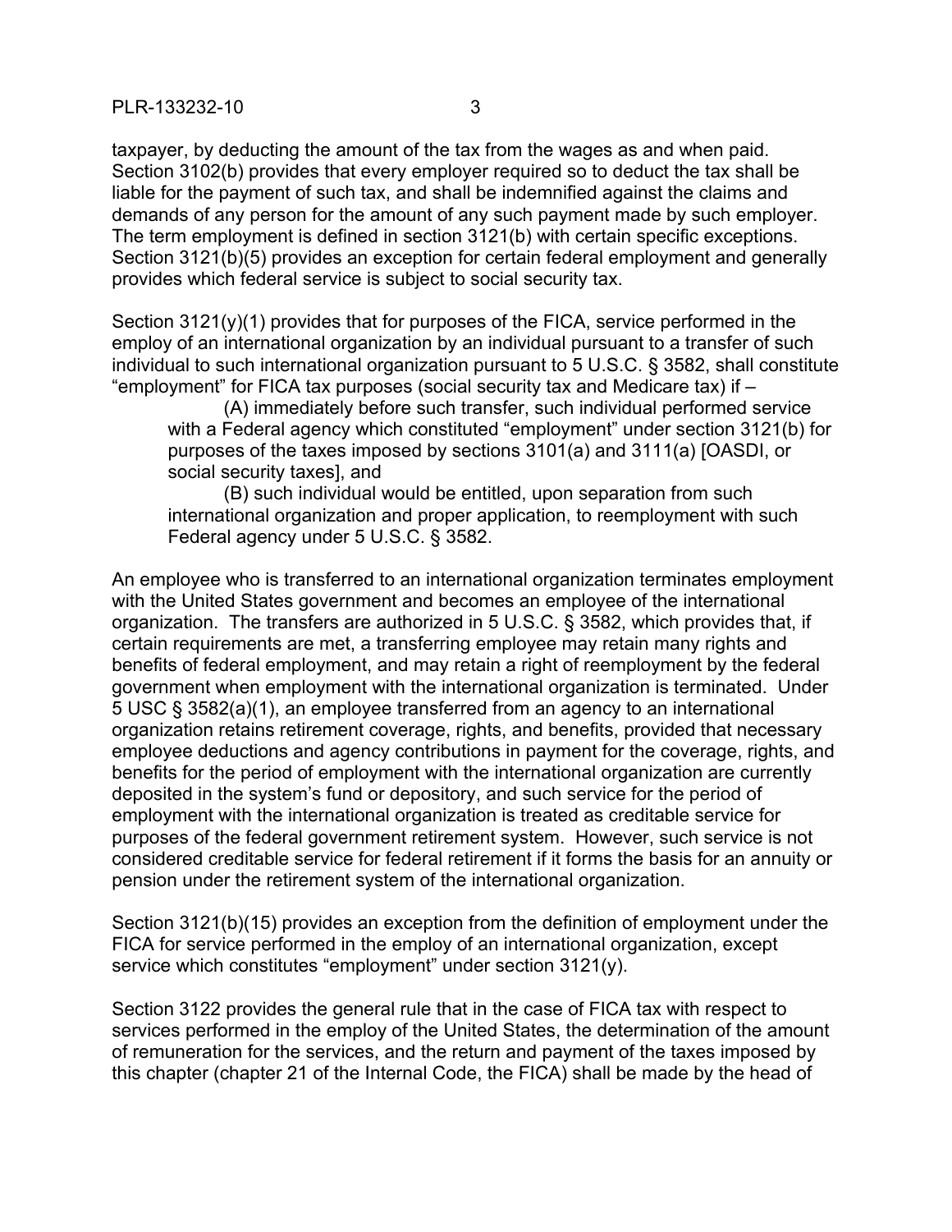taxpayer, by deducting the amount of the tax from the wages as and when paid. Section 3102(b) provides that every employer required so to deduct the tax shall be liable for the payment of such tax, and shall be indemnified against the claims and demands of any person for the amount of any such payment made by such employer. The term employment is defined in section 3121(b) with certain specific exceptions. Section 3121(b)(5) provides an exception for certain federal employment and generally provides which federal service is subject to social security tax.

Section 3121(y)(1) provides that for purposes of the FICA, service performed in the employ of an international organization by an individual pursuant to a transfer of such individual to such international organization pursuant to 5 U.S.C. § 3582, shall constitute "employment" for FICA tax purposes (social security tax and Medicare tax) if –

> (A) immediately before such transfer, such individual performed service with a Federal agency which constituted "employment" under section 3121(b) for purposes of the taxes imposed by sections 3101(a) and 3111(a) [OASDI, or social security taxes], and
>
> (B) such individual would be entitled, upon separation from such international organization and proper application, to reemployment with such Federal agency under 5 U.S.C. § 3582.

An employee who is transferred to an international organization terminates employment with the United States government and becomes an employee of the international organization. The transfers are authorized in 5 U.S.C. § 3582, which provides that, if certain requirements are met, a transferring employee may retain many rights and benefits of federal employment, and may retain a right of reemployment by the federal government when employment with the international organization is terminated. Under 5 USC § 3582(a)(1), an employee transferred from an agency to an international organization retains retirement coverage, rights, and benefits, provided that necessary employee deductions and agency contributions in payment for the coverage, rights, and benefits for the period of employment with the international organization are currently deposited in the system's fund or depository, and such service for the period of employment with the international organization is treated as creditable service for purposes of the federal government retirement system. However, such service is not considered creditable service for federal retirement if it forms the basis for an annuity or pension under the retirement system of the international organization.

Section 3121(b)(15) provides an exception from the definition of employment under the FICA for service performed in the employ of an international organization, except service which constitutes "employment" under section 3121(y).

Section 3122 provides the general rule that in the case of FICA tax with respect to services performed in the employ of the United States, the determination of the amount of remuneration for the services, and the return and payment of the taxes imposed by this chapter (chapter 21 of the Internal Code, the FICA) shall be made by the head of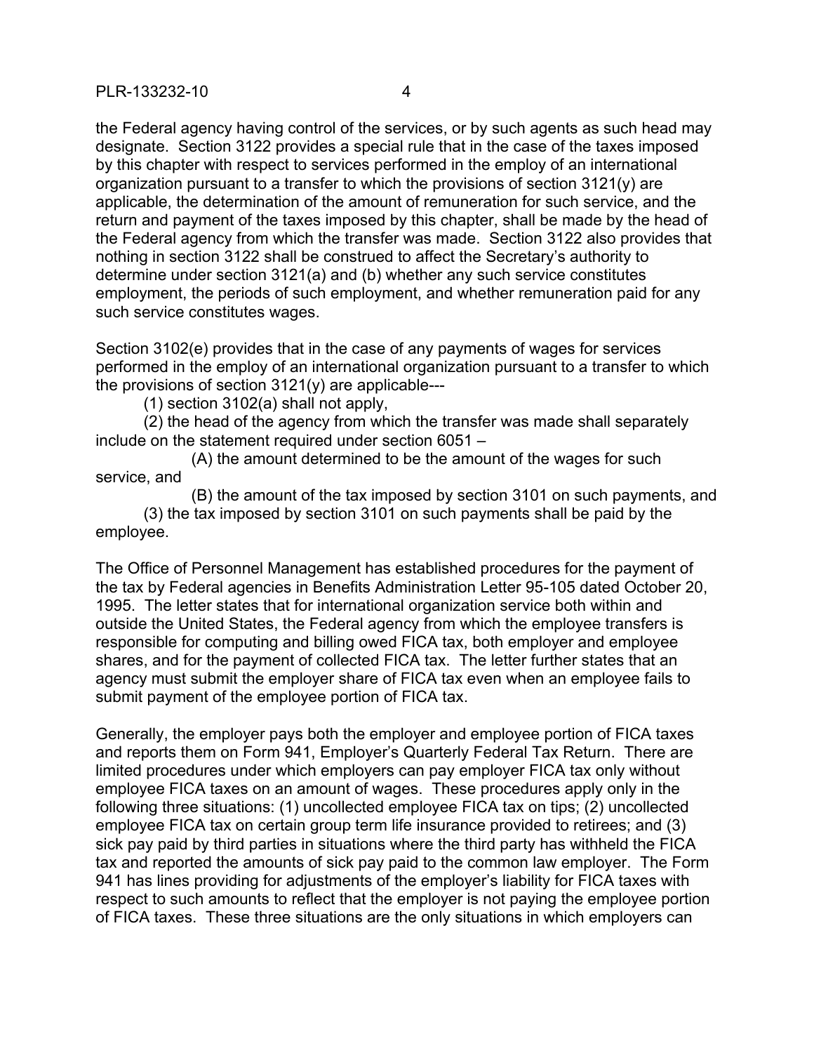the Federal agency having control of the services, or by such agents as such head may designate. Section 3122 provides a special rule that in the case of the taxes imposed by this chapter with respect to services performed in the employ of an international organization pursuant to a transfer to which the provisions of section 3121(y) are applicable, the determination of the amount of remuneration for such service, and the return and payment of the taxes imposed by this chapter, shall be made by the head of the Federal agency from which the transfer was made. Section 3122 also provides that nothing in section 3122 shall be construed to affect the Secretary's authority to determine under section 3121(a) and (b) whether any such service constitutes employment, the periods of such employment, and whether remuneration paid for any such service constitutes wages.

Section 3102(e) provides that in the case of any payments of wages for services performed in the employ of an international organization pursuant to a transfer to which the provisions of section 3121(y) are applicable---

(1) section 3102(a) shall not apply,

(2) the head of the agency from which the transfer was made shall separately include on the statement required under section 6051 –

(A) the amount determined to be the amount of the wages for such service, and

(B) the amount of the tax imposed by section 3101 on such payments, and

(3) the tax imposed by section 3101 on such payments shall be paid by the employee.

The Office of Personnel Management has established procedures for the payment of the tax by Federal agencies in Benefits Administration Letter 95-105 dated October 20, 1995. The letter states that for international organization service both within and outside the United States, the Federal agency from which the employee transfers is responsible for computing and billing owed FICA tax, both employer and employee shares, and for the payment of collected FICA tax. The letter further states that an agency must submit the employer share of FICA tax even when an employee fails to submit payment of the employee portion of FICA tax.

Generally, the employer pays both the employer and employee portion of FICA taxes and reports them on Form 941, Employer's Quarterly Federal Tax Return. There are limited procedures under which employers can pay employer FICA tax only without employee FICA taxes on an amount of wages. These procedures apply only in the following three situations: (1) uncollected employee FICA tax on tips; (2) uncollected employee FICA tax on certain group term life insurance provided to retirees; and (3) sick pay paid by third parties in situations where the third party has withheld the FICA tax and reported the amounts of sick pay paid to the common law employer. The Form 941 has lines providing for adjustments of the employer's liability for FICA taxes with respect to such amounts to reflect that the employer is not paying the employee portion of FICA taxes. These three situations are the only situations in which employers can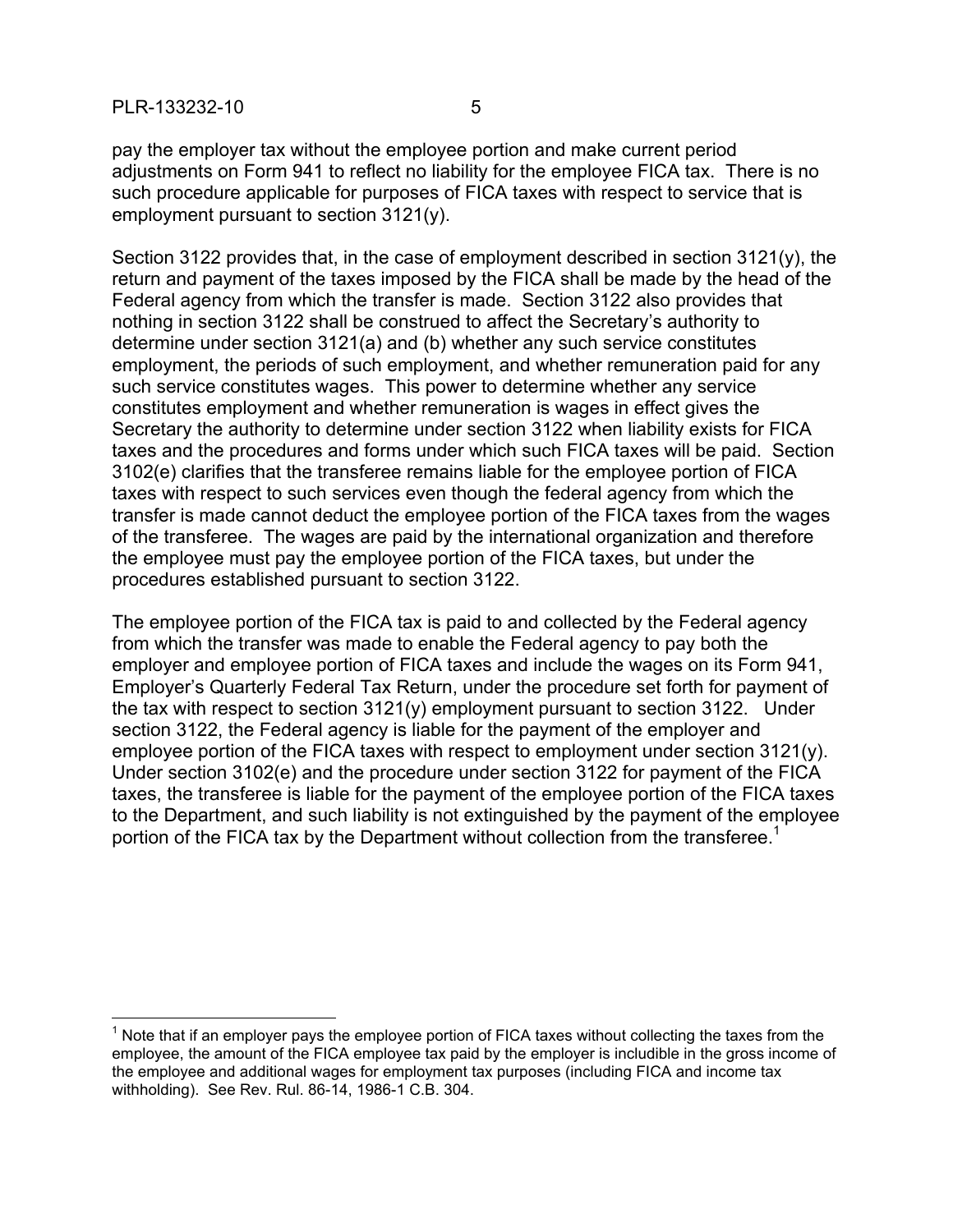pay the employer tax without the employee portion and make current period adjustments on Form 941 to reflect no liability for the employee FICA tax. There is no such procedure applicable for purposes of FICA taxes with respect to service that is employment pursuant to section 3121(y).

Section 3122 provides that, in the case of employment described in section 3121(y), the return and payment of the taxes imposed by the FICA shall be made by the head of the Federal agency from which the transfer is made. Section 3122 also provides that nothing in section 3122 shall be construed to affect the Secretary's authority to determine under section 3121(a) and (b) whether any such service constitutes employment, the periods of such employment, and whether remuneration paid for any such service constitutes wages. This power to determine whether any service constitutes employment and whether remuneration is wages in effect gives the Secretary the authority to determine under section 3122 when liability exists for FICA taxes and the procedures and forms under which such FICA taxes will be paid. Section 3102(e) clarifies that the transferee remains liable for the employee portion of FICA taxes with respect to such services even though the federal agency from which the transfer is made cannot deduct the employee portion of the FICA taxes from the wages of the transferee. The wages are paid by the international organization and therefore the employee must pay the employee portion of the FICA taxes, but under the procedures established pursuant to section 3122.

The employee portion of the FICA tax is paid to and collected by the Federal agency from which the transfer was made to enable the Federal agency to pay both the employer and employee portion of FICA taxes and include the wages on its Form 941, Employer's Quarterly Federal Tax Return, under the procedure set forth for payment of the tax with respect to section 3121(y) employment pursuant to section 3122. Under section 3122, the Federal agency is liable for the payment of the employer and employee portion of the FICA taxes with respect to employment under section 3121(y). Under section 3102(e) and the procedure under section 3122 for payment of the FICA taxes, the transferee is liable for the payment of the employee portion of the FICA taxes to the Department, and such liability is not extinguished by the payment of the employee portion of the FICA tax by the Department without collection from the transferee.[1]

---

[1] Note that if an employer pays the employee portion of FICA taxes without collecting the taxes from the employee, the amount of the FICA employee tax paid by the employer is includible in the gross income of the employee and additional wages for employment tax purposes (including FICA and income tax withholding). See Rev. Rul. 86-14, 1986-1 C.B. 304.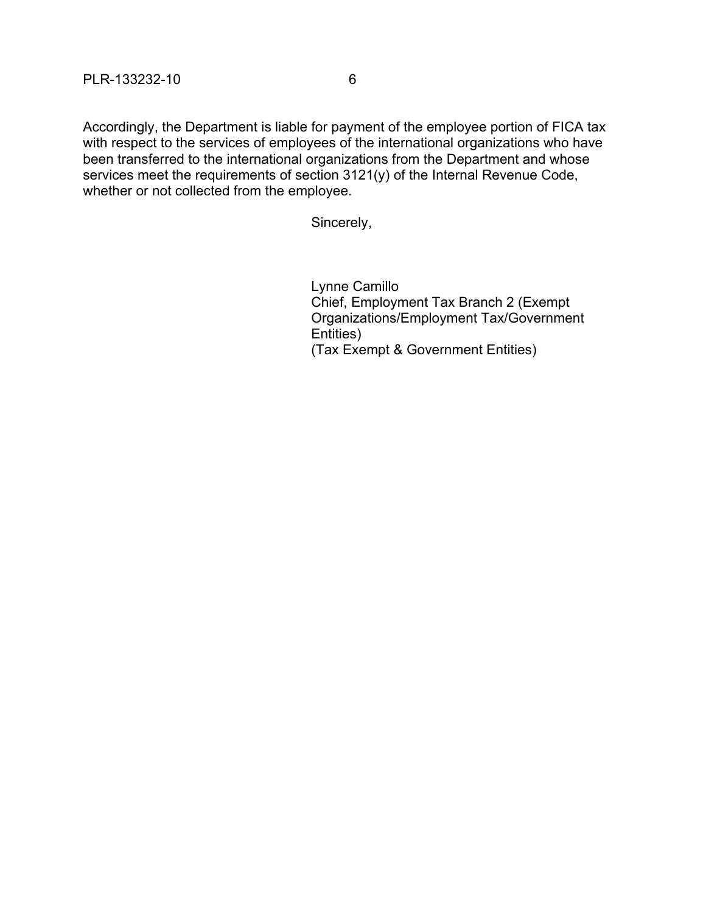Accordingly, the Department is liable for payment of the employee portion of FICA tax with respect to the services of employees of the international organizations who have been transferred to the international organizations from the Department and whose services meet the requirements of section 3121(y) of the Internal Revenue Code, whether or not collected from the employee.

Sincerely,

Lynne Camillo
Chief, Employment Tax Branch 2 (Exempt Organizations/Employment Tax/Government Entities)
(Tax Exempt & Government Entities)